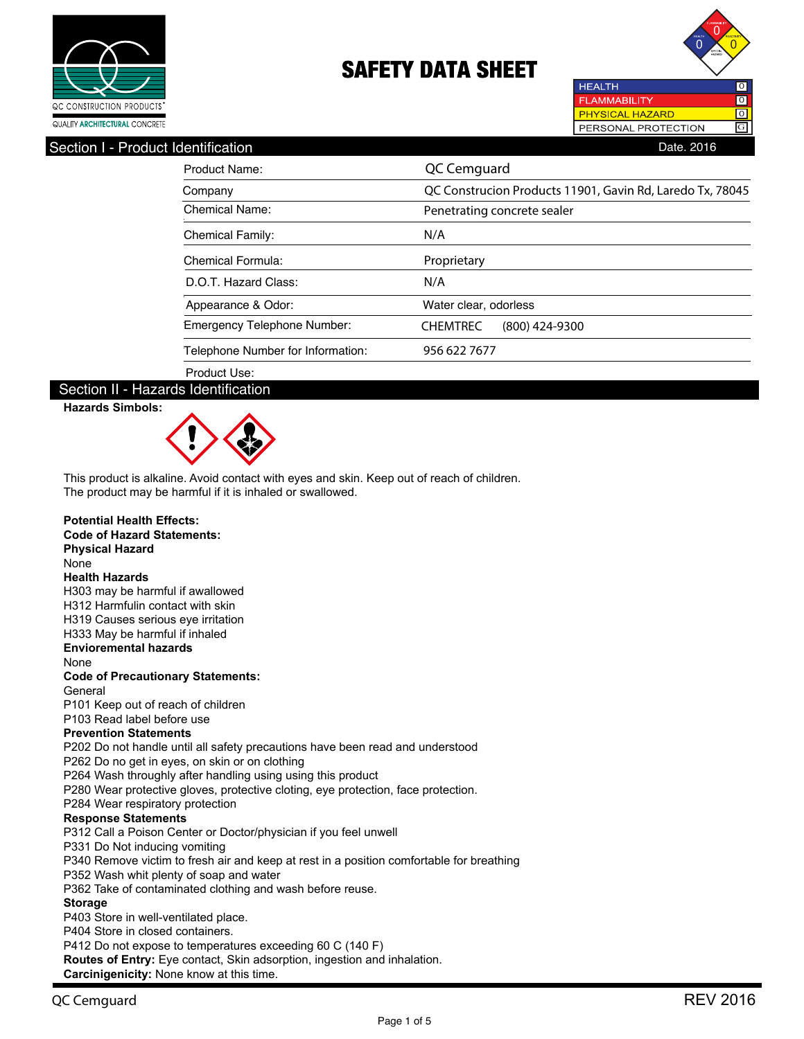QC CONSTRUCTION PRODUCTS®

QUALITY ARCHITECTURAL CONCRETE

# SAFETY DATA SHEET

| | |
|---|---|
| HEALTH | 0 |
| FLAMMABILITY | 0 |
| PHYSICAL HAZARD | 0 |
| PERSONAL PROTECTION | G |

## Section I - Product Identification

Date. 2016

| | |
|---|---|
| Product Name: | QC Cemguard |
| Company | QC Construcion Products 11901, Gavin Rd, Laredo Tx, 78045 |
| Chemical Name: | Penetrating concrete sealer |
| Chemical Family: | N/A |
| Chemical Formula: | Proprietary |
| D.O.T. Hazard Class: | N/A |
| Appearance & Odor: | Water clear, odorless |
| Emergency Telephone Number: | CHEMTREC (800) 424-9300 |
| Telephone Number for Information: | 956 622 7677 |
| Product Use: | |

## Section II - Hazards Identification

**Hazards Simbols:**

This product is alkaline. Avoid contact with eyes and skin. Keep out of reach of children.
The product may be harmful if it is inhaled or swallowed.

**Potential Health Effects:**
**Code of Hazard Statements:**
**Physical Hazard**
None
**Health Hazards**
H303 may be harmful if awallowed
H312 Harmfulin contact with skin
H319 Causes serious eye irritation
H333 May be harmful if inhaled
**Envioremental hazards**
None
**Code of Precautionary Statements:**
General
P101 Keep out of reach of children
P103 Read label before use
**Prevention Statements**
P202 Do not handle until all safety precautions have been read and understood
P262 Do no get in eyes, on skin or on clothing
P264 Wash throughly after handling using using this product
P280 Wear protective gloves, protective cloting, eye protection, face protection.
P284 Wear respiratory protection
**Response Statements**
P312 Call a Poison Center or Doctor/physician if you feel unwell
P331 Do Not inducing vomiting
P340 Remove victim to fresh air and keep at rest in a position comfortable for breathing
P352 Wash whit plenty of soap and water
P362 Take of contaminated clothing and wash before reuse.
**Storage**
P403 Store in well-ventilated place.
P404 Store in closed containers.
P412 Do not expose to temperatures exceeding 60 C (140 F)
**Routes of Entry:** Eye contact, Skin adsorption, ingestion and inhalation.
**Carcinigenicity:** None know at this time.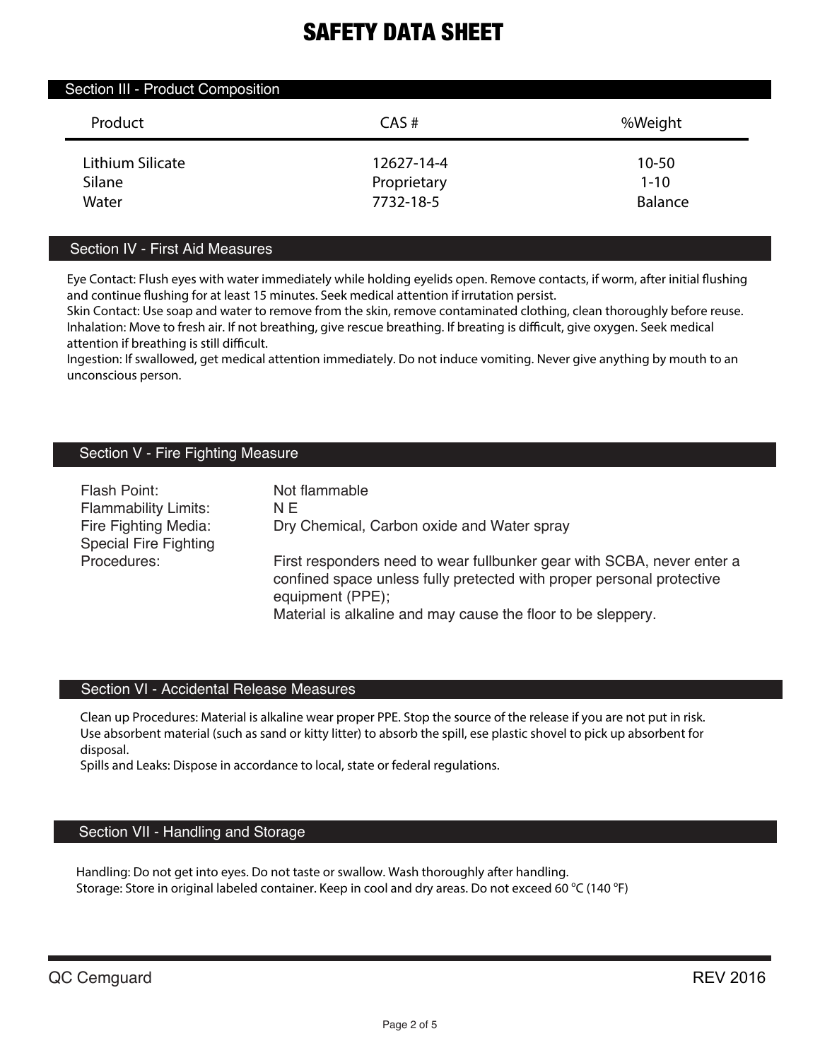# SAFETY DATA SHEET

## Section III - Product Composition

| Product | CAS # | %Weight |
|---|---|---|
| Lithium Silicate | 12627-14-4 | 10-50 |
| Silane | Proprietary | 1-10 |
| Water | 7732-18-5 | Balance |

## Section IV - First Aid Measures

Eye Contact: Flush eyes with water immediately while holding eyelids open. Remove contacts, if worm, after initial flushing and continue flushing for at least 15 minutes. Seek medical attention if irrutation persist.
Skin Contact: Use soap and water to remove from the skin, remove contaminated clothing, clean thoroughly before reuse.
Inhalation: Move to fresh air. If not breathing, give rescue breathing. If breating is difficult, give oxygen. Seek medical attention if breathing is still difficult.
Ingestion: If swallowed, get medical attention immediately. Do not induce vomiting. Never give anything by mouth to an unconscious person.

## Section V - Fire Fighting Measure

| | |
|---|---|
| Flash Point: | Not flammable |
| Flammability Limits: | N E |
| Fire Fighting Media: | Dry Chemical, Carbon oxide and Water spray |
| Special Fire Fighting Procedures: | First responders need to wear fullbunker gear with SCBA, never enter a confined space unless fully pretected with proper personal protective equipment (PPE); Material is alkaline and may cause the floor to be sleppery. |

## Section VI - Accidental Release Measures

Clean up Procedures: Material is alkaline wear proper PPE. Stop the source of the release if you are not put in risk. Use absorbent material (such as sand or kitty litter) to absorb the spill, ese plastic shovel to pick up absorbent for disposal.
Spills and Leaks: Dispose in accordance to local, state or federal regulations.

## Section VII - Handling and Storage

Handling: Do not get into eyes. Do not taste or swallow. Wash thoroughly after handling.
Storage: Store in original labeled container. Keep in cool and dry areas. Do not exceed 60 °C (140 °F)

QC Cemguard REV 2016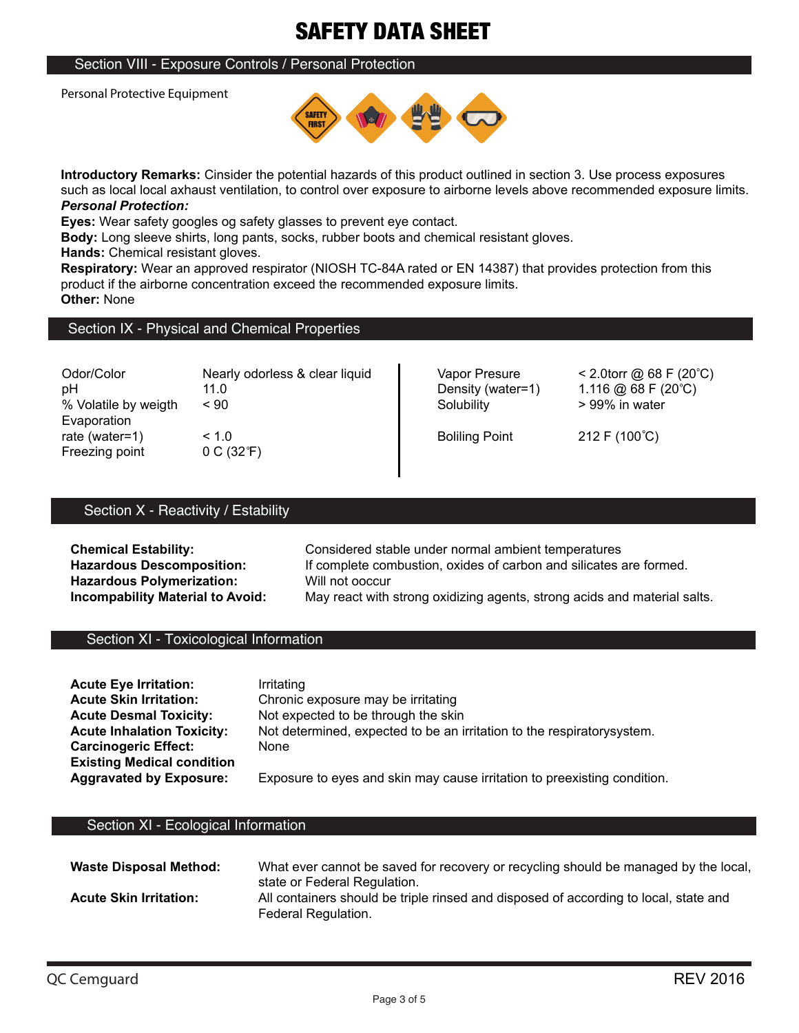# SAFETY DATA SHEET

## Section VIII - Exposure Controls / Personal Protection

Personal Protective Equipment

**Introductory Remarks:** Cinsider the potential hazards of this product outlined in section 3. Use process exposures such as local local axhaust ventilation, to control over exposure to airborne levels above recommended exposure limits.

***Personal Protection:***

**Eyes:** Wear safety googles og safety glasses to prevent eye contact.

**Body:** Long sleeve shirts, long pants, socks, rubber boots and chemical resistant gloves.

**Hands:** Chemical resistant gloves.

**Respiratory:** Wear an approved respirator (NIOSH TC-84A rated or EN 14387) that provides protection from this product if the airborne concentration exceed the recommended exposure limits.

**Other:** None

## Section IX - Physical and Chemical Properties

| | |
|---|---|
| Odor/Color | Nearly odorless & clear liquid |
| pH | 11.0 |
| % Volatile by weigth | < 90 |
| Evaporation rate (water=1) | < 1.0 |
| Freezing point | 0 C (32℉) |
| Vapor Presure | < 2.0torr @ 68 F (20˚C) |
| Density (water=1) | 1.116 @ 68 F (20˚C) |
| Solubility | > 99% in water |
| Boliling Point | 212 F (100˚C) |

## Section X - Reactivity / Estability

**Chemical Estability:** Considered stable under normal ambient temperatures

**Hazardous Descomposition:** If complete combustion, oxides of carbon and silicates are formed.

**Hazardous Polymerization:** Will not ooccur

**Incompability Material to Avoid:** May react with strong oxidizing agents, strong acids and material salts.

## Section XI - Toxicological Information

**Acute Eye Irritation:** Irritating

**Acute Skin Irritation:** Chronic exposure may be irritating

**Acute Desmal Toxicity:** Not expected to be through the skin

**Acute Inhalation Toxicity:** Not determined, expected to be an irritation to the respiratorysystem.

**Carcinogeric Effect:** None

**Existing Medical condition Aggravated by Exposure:** Exposure to eyes and skin may cause irritation to preexisting condition.

## Section XI - Ecological Information

**Waste Disposal Method:** What ever cannot be saved for recovery or recycling should be managed by the local, state or Federal Regulation.

**Acute Skin Irritation:** All containers should be triple rinsed and disposed of according to local, state and Federal Regulation.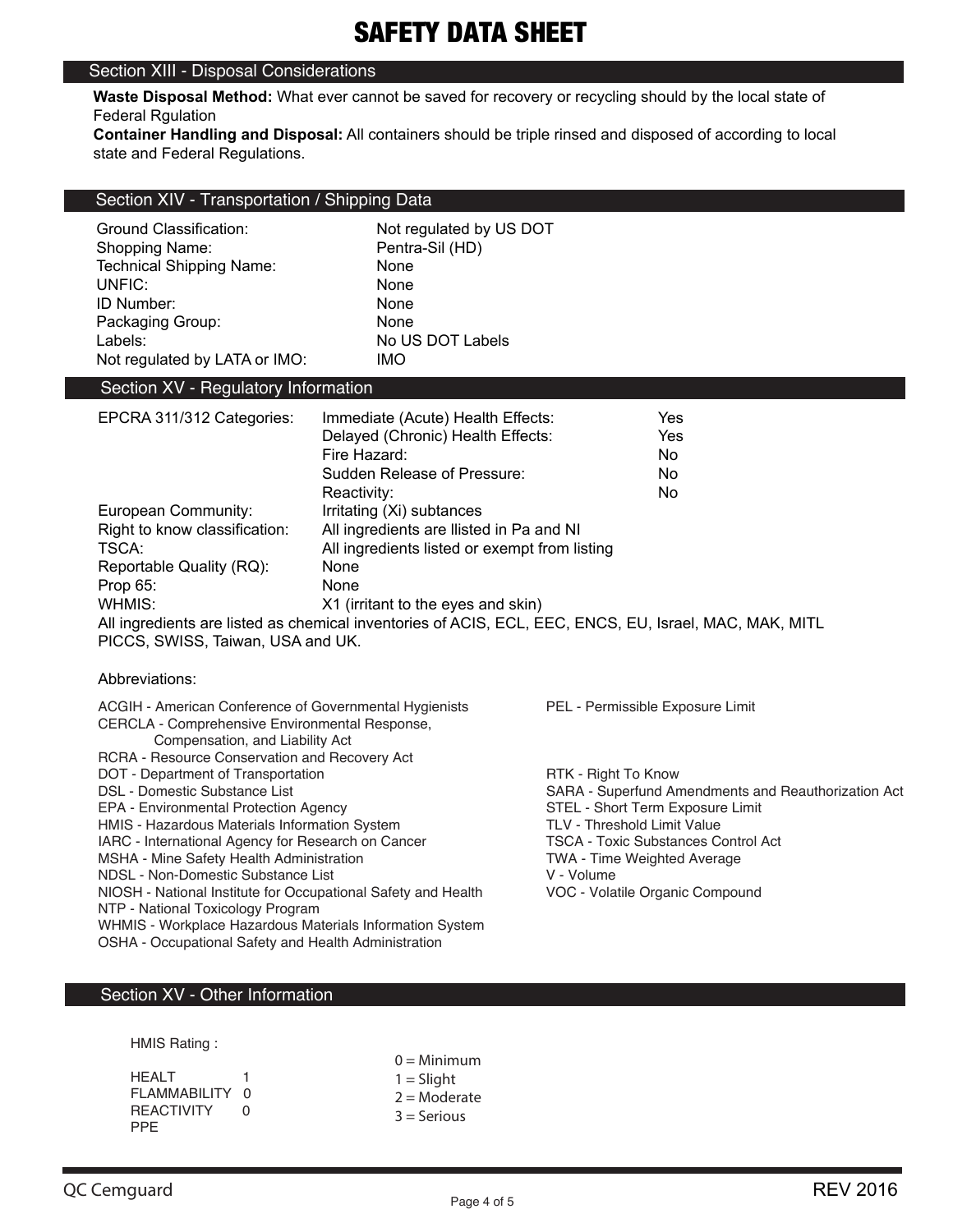# SAFETY DATA SHEET

## Section XIII - Disposal Considerations

**Waste Disposal Method:** What ever cannot be saved for recovery or recycling should by the local state of Federal Rgulation

**Container Handling and Disposal:** All containers should be triple rinsed and disposed of according to local state and Federal Regulations.

## Section XIV - Transportation / Shipping Data

| | |
|---|---|
| Ground Classification: | Not regulated by US DOT |
| Shopping Name: | Pentra-Sil (HD) |
| Technical Shipping Name: | None |
| UNFIC: | None |
| ID Number: | None |
| Packaging Group: | None |
| Labels: | No US DOT Labels |
| Not regulated by LATA or IMO: | IMO |

## Section XV - Regulatory Information

| | | |
|---|---|---|
| EPCRA 311/312 Categories: | Immediate (Acute) Health Effects: | Yes |
| | Delayed (Chronic) Health Effects: | Yes |
| | Fire Hazard: | No |
| | Sudden Release of Pressure: | No |
| | Reactivity: | No |
| European Community: | Irritating (Xi) subtances | |
| Right to know classification: | All ingredients are llisted in Pa and NI | |
| TSCA: | All ingredients listed or exempt from listing | |
| Reportable Quality (RQ): | None | |
| Prop 65: | None | |
| WHMIS: | X1 (irritant to the eyes and skin) | |

All ingredients are listed as chemical inventories of ACIS, ECL, EEC, ENCS, EU, Israel, MAC, MAK, MITL PICCS, SWISS, Taiwan, USA and UK.

Abbreviations:

- ACGIH - American Conference of Governmental Hygienists
- CERCLA - Comprehensive Environmental Response, Compensation, and Liability Act
- RCRA - Resource Conservation and Recovery Act
- DOT - Department of Transportation
- DSL - Domestic Substance List
- EPA - Environmental Protection Agency
- HMIS - Hazardous Materials Information System
- IARC - International Agency for Research on Cancer
- MSHA - Mine Safety Health Administration
- NDSL - Non-Domestic Substance List
- NIOSH - National Institute for Occupational Safety and Health
- NTP - National Toxicology Program
- WHMIS - Workplace Hazardous Materials Information System
- OSHA - Occupational Safety and Health Administration
- PEL - Permissible Exposure Limit
- RTK - Right To Know
- SARA - Superfund Amendments and Reauthorization Act
- STEL - Short Term Exposure Limit
- TLV - Threshold Limit Value
- TSCA - Toxic Substances Control Act
- TWA - Time Weighted Average
- V - Volume
- VOC - Volatile Organic Compound

## Section XV - Other Information

HMIS Rating :

| | |
|---|---|
| HEALT | 1 |
| FLAMMABILITY | 0 |
| REACTIVITY | 0 |
| PPE | |

0 = Minimum
1 = Slight
2 = Moderate
3 = Serious

QC Cemguard — REV 2016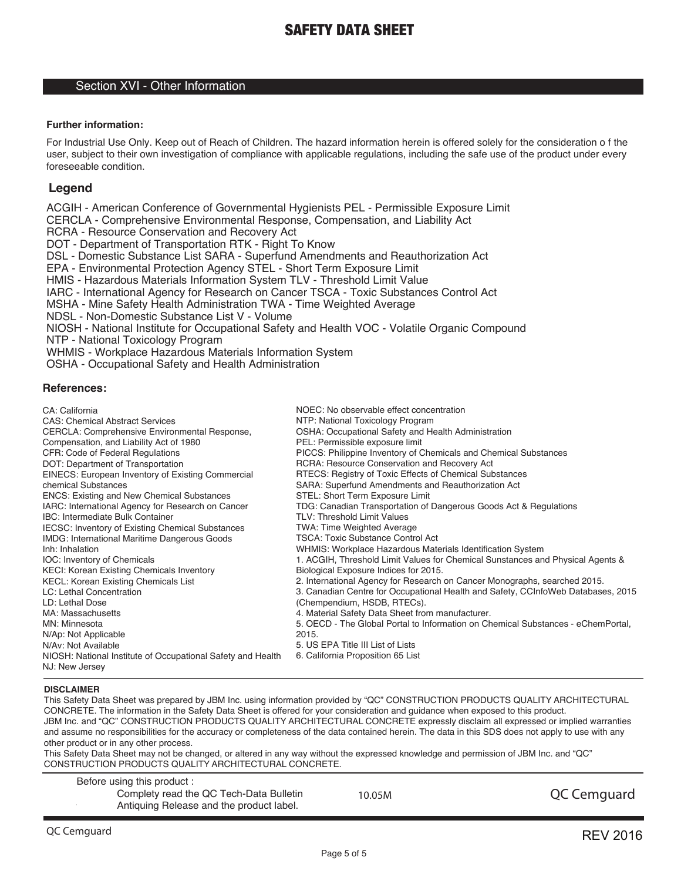## Section XVI - Other Information

**Further information:**

For Industrial Use Only. Keep out of Reach of Children. The hazard information herein is offered solely for the consideration o f the user, subject to their own investigation of compliance with applicable regulations, including the safe use of the product under every foreseeable condition.

### Legend

ACGIH - American Conference of Governmental Hygienists PEL - Permissible Exposure Limit
CERCLA - Comprehensive Environmental Response, Compensation, and Liability Act
RCRA - Resource Conservation and Recovery Act
DOT - Department of Transportation RTK - Right To Know
DSL - Domestic Substance List SARA - Superfund Amendments and Reauthorization Act
EPA - Environmental Protection Agency STEL - Short Term Exposure Limit
HMIS - Hazardous Materials Information System TLV - Threshold Limit Value
IARC - International Agency for Research on Cancer TSCA - Toxic Substances Control Act
MSHA - Mine Safety Health Administration TWA - Time Weighted Average
NDSL - Non-Domestic Substance List V - Volume
NIOSH - National Institute for Occupational Safety and Health VOC - Volatile Organic Compound
NTP - National Toxicology Program
WHMIS - Workplace Hazardous Materials Information System
OSHA - Occupational Safety and Health Administration

**References:**

CA: California
CAS: Chemical Abstract Services
CERCLA: Comprehensive Environmental Response, Compensation, and Liability Act of 1980
CFR: Code of Federal Regulations
DOT: Department of Transportation
EINECS: European Inventory of Existing Commercial chemical Substances
ENCS: Existing and New Chemical Substances
IARC: International Agency for Research on Cancer
IBC: Intermediate Bulk Container
IECSC: Inventory of Existing Chemical Substances
IMDG: International Maritime Dangerous Goods
Inh: Inhalation
IOC: Inventory of Chemicals
KECI: Korean Existing Chemicals Inventory
KECL: Korean Existing Chemicals List
LC: Lethal Concentration
LD: Lethal Dose
MA: Massachusetts
MN: Minnesota
N/Ap: Not Applicable
N/Av: Not Available
NIOSH: National Institute of Occupational Safety and Health
NJ: New Jersey
NOEC: No observable effect concentration
NTP: National Toxicology Program
OSHA: Occupational Safety and Health Administration
PEL: Permissible exposure limit
PICCS: Philippine Inventory of Chemicals and Chemical Substances
RCRA: Resource Conservation and Recovery Act
RTECS: Registry of Toxic Effects of Chemical Substances
SARA: Superfund Amendments and Reauthorization Act
STEL: Short Term Exposure Limit
TDG: Canadian Transportation of Dangerous Goods Act & Regulations
TLV: Threshold Limit Values
TWA: Time Weighted Average
TSCA: Toxic Substance Control Act
WHMIS: Workplace Hazardous Materials Identification System

1. ACGIH, Threshold Limit Values for Chemical Sunstances and Physical Agents & Biological Exposure Indices for 2015.
2. International Agency for Research on Cancer Monographs, searched 2015.
3. Canadian Centre for Occupational Health and Safety, CCInfoWeb Databases, 2015 (Chempendium, HSDB, RTECs).
4. Material Safety Data Sheet from manufacturer.
5. OECD - The Global Portal to Information on Chemical Substances - eChemPortal, 2015.
5. US EPA Title III List of Lists
6. California Proposition 65 List

**DISCLAIMER**

This Safety Data Sheet was prepared by JBM Inc. using information provided by "QC" CONSTRUCTION PRODUCTS QUALITY ARCHITECTURAL CONCRETE. The information in the Safety Data Sheet is offered for your consideration and guidance when exposed to this product. JBM Inc. and "QC" CONSTRUCTION PRODUCTS QUALITY ARCHITECTURAL CONCRETE expressly disclaim all expressed or implied warranties and assume no responsibilities for the accuracy or completeness of the data contained herein. The data in this SDS does not apply to use with any other product or in any other process.

This Safety Data Sheet may not be changed, or altered in any way without the expressed knowledge and permission of JBM Inc. and "QC" CONSTRUCTION PRODUCTS QUALITY ARCHITECTURAL CONCRETE.

Before using this product :
Complety read the QC Tech-Data Bulletin Antiquing Release and the product label.

10.05M

QC Cemguard